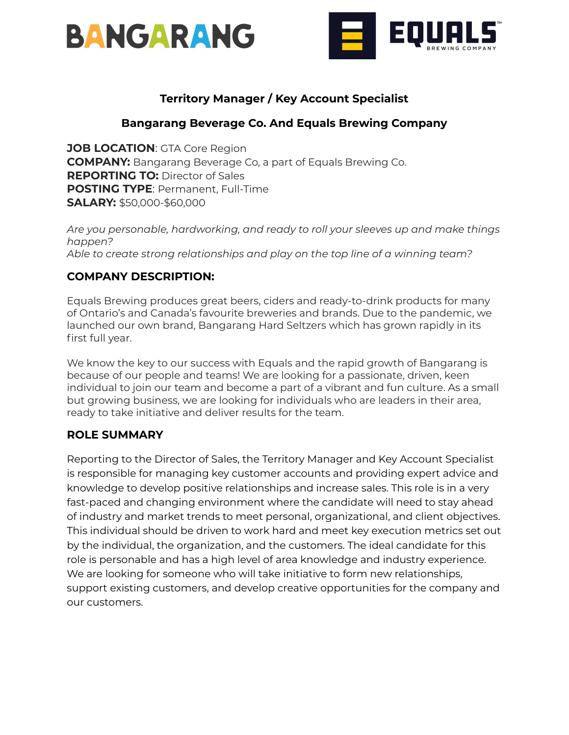BANGARANG

EQUALS™ BREWING COMPANY

# Territory Manager / Key Account Specialist

## Bangarang Beverage Co. And Equals Brewing Company

**JOB LOCATION**: GTA Core Region
**COMPANY:** Bangarang Beverage Co, a part of Equals Brewing Co.
**REPORTING TO:** Director of Sales
**POSTING TYPE**: Permanent, Full-Time
**SALARY:** $50,000-$60,000

*Are you personable, hardworking, and ready to roll your sleeves up and make things happen?*
*Able to create strong relationships and play on the top line of a winning team?*

### COMPANY DESCRIPTION:

Equals Brewing produces great beers, ciders and ready-to-drink products for many of Ontario's and Canada's favourite breweries and brands. Due to the pandemic, we launched our own brand, Bangarang Hard Seltzers which has grown rapidly in its first full year.

We know the key to our success with Equals and the rapid growth of Bangarang is because of our people and teams! We are looking for a passionate, driven, keen individual to join our team and become a part of a vibrant and fun culture. As a small but growing business, we are looking for individuals who are leaders in their area, ready to take initiative and deliver results for the team.

### ROLE SUMMARY

Reporting to the Director of Sales, the Territory Manager and Key Account Specialist is responsible for managing key customer accounts and providing expert advice and knowledge to develop positive relationships and increase sales. This role is in a very fast-paced and changing environment where the candidate will need to stay ahead of industry and market trends to meet personal, organizational, and client objectives. This individual should be driven to work hard and meet key execution metrics set out by the individual, the organization, and the customers. The ideal candidate for this role is personable and has a high level of area knowledge and industry experience. We are looking for someone who will take initiative to form new relationships, support existing customers, and develop creative opportunities for the company and our customers.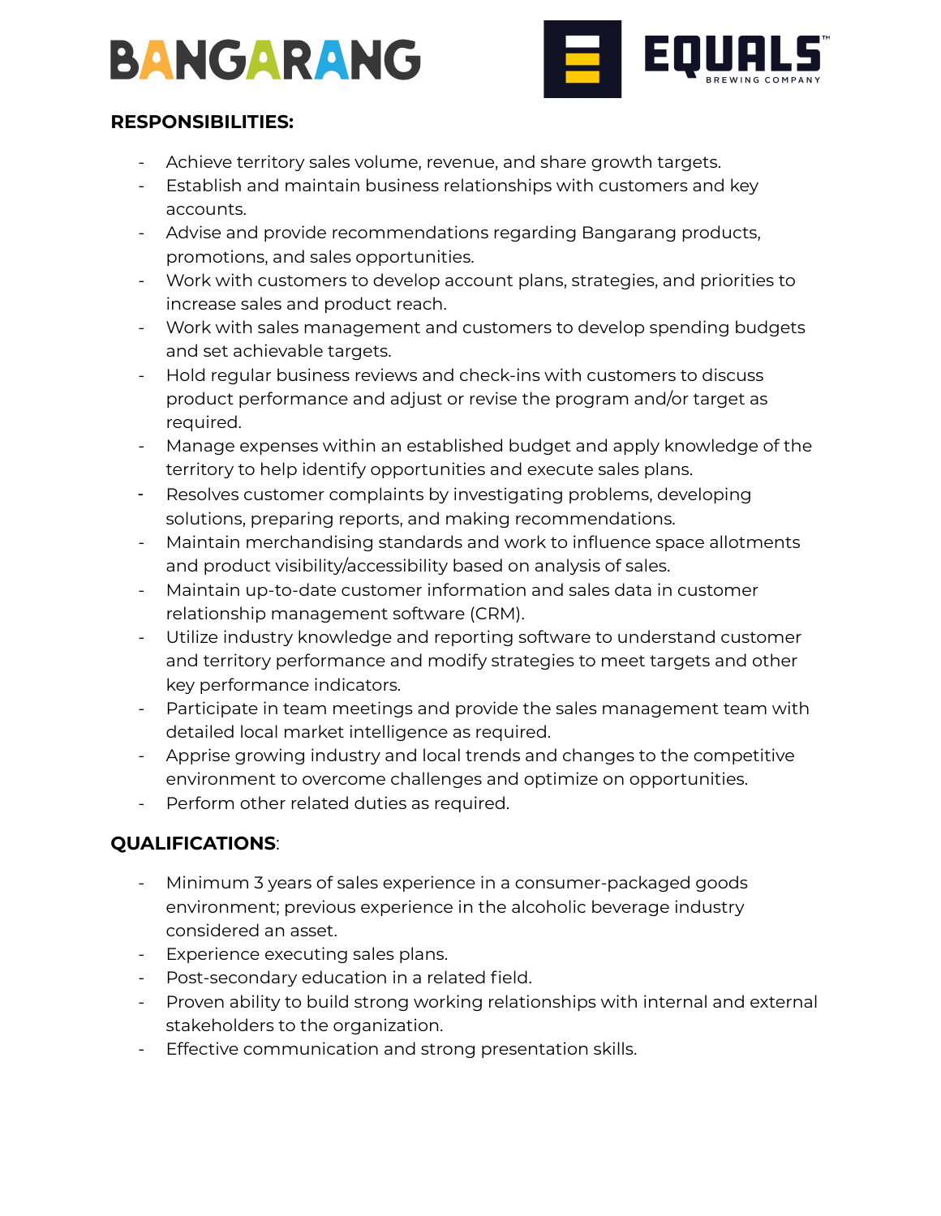**RESPONSIBILITIES:**

- Achieve territory sales volume, revenue, and share growth targets.
- Establish and maintain business relationships with customers and key accounts.
- Advise and provide recommendations regarding Bangarang products, promotions, and sales opportunities.
- Work with customers to develop account plans, strategies, and priorities to increase sales and product reach.
- Work with sales management and customers to develop spending budgets and set achievable targets.
- Hold regular business reviews and check-ins with customers to discuss product performance and adjust or revise the program and/or target as required.
- Manage expenses within an established budget and apply knowledge of the territory to help identify opportunities and execute sales plans.
- Resolves customer complaints by investigating problems, developing solutions, preparing reports, and making recommendations.
- Maintain merchandising standards and work to influence space allotments and product visibility/accessibility based on analysis of sales.
- Maintain up-to-date customer information and sales data in customer relationship management software (CRM).
- Utilize industry knowledge and reporting software to understand customer and territory performance and modify strategies to meet targets and other key performance indicators.
- Participate in team meetings and provide the sales management team with detailed local market intelligence as required.
- Apprise growing industry and local trends and changes to the competitive environment to overcome challenges and optimize on opportunities.
- Perform other related duties as required.

**QUALIFICATIONS**:

- Minimum 3 years of sales experience in a consumer-packaged goods environment; previous experience in the alcoholic beverage industry considered an asset.
- Experience executing sales plans.
- Post-secondary education in a related field.
- Proven ability to build strong working relationships with internal and external stakeholders to the organization.
- Effective communication and strong presentation skills.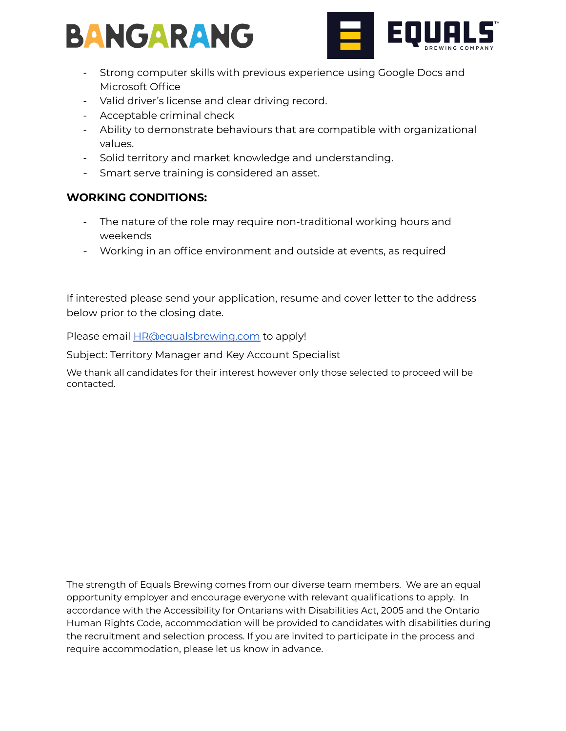- Strong computer skills with previous experience using Google Docs and Microsoft Office
- Valid driver's license and clear driving record.
- Acceptable criminal check
- Ability to demonstrate behaviours that are compatible with organizational values.
- Solid territory and market knowledge and understanding.
- Smart serve training is considered an asset.

## WORKING CONDITIONS:

- The nature of the role may require non-traditional working hours and weekends
- Working in an office environment and outside at events, as required

If interested please send your application, resume and cover letter to the address below prior to the closing date.

Please email HR@equalsbrewing.com to apply!

Subject: Territory Manager and Key Account Specialist

We thank all candidates for their interest however only those selected to proceed will be contacted.

The strength of Equals Brewing comes from our diverse team members. We are an equal opportunity employer and encourage everyone with relevant qualifications to apply. In accordance with the Accessibility for Ontarians with Disabilities Act, 2005 and the Ontario Human Rights Code, accommodation will be provided to candidates with disabilities during the recruitment and selection process. If you are invited to participate in the process and require accommodation, please let us know in advance.